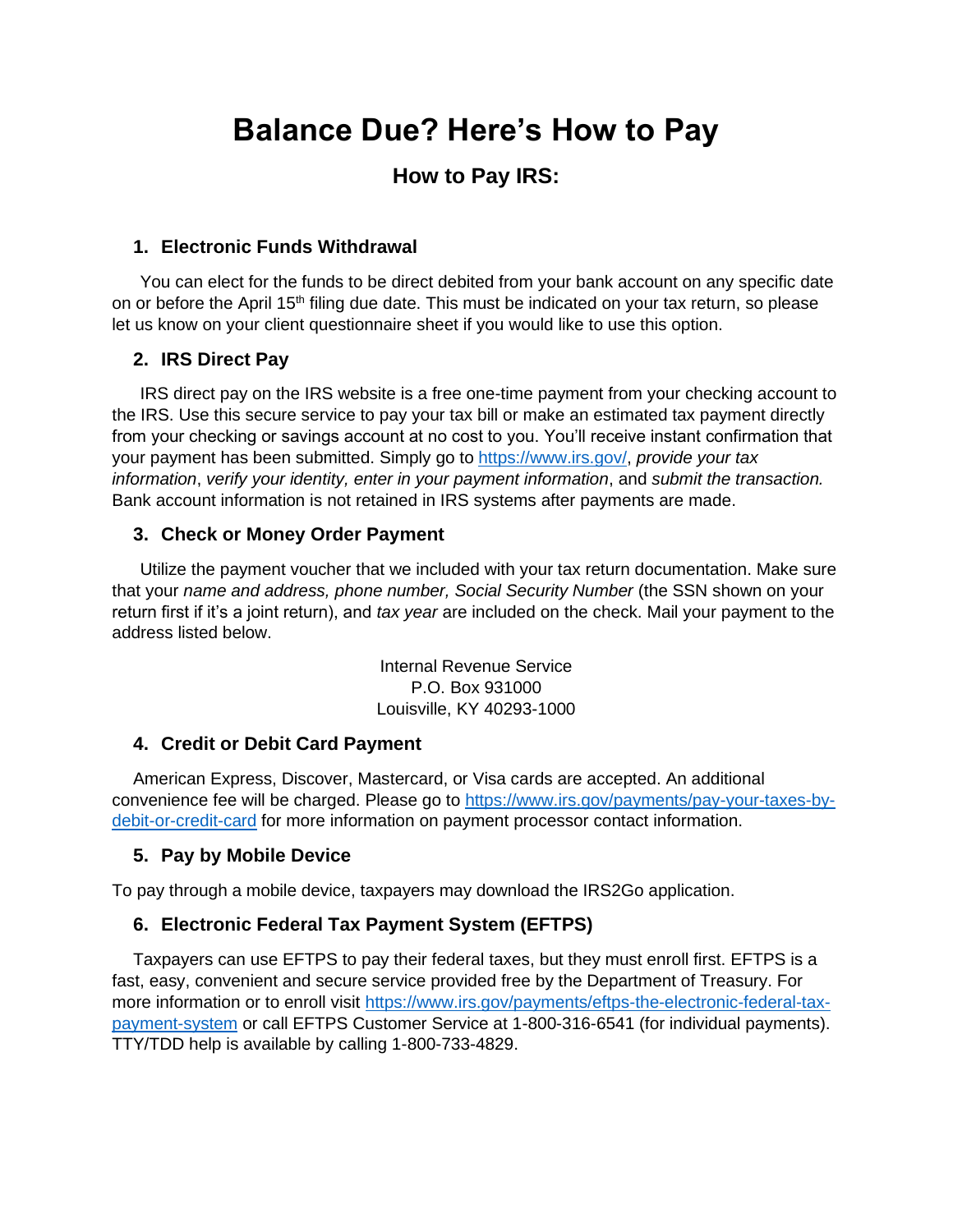# Balance Due? Here's How to Pay

## How to Pay IRS:

### 1. Electronic Funds Withdrawal

You can elect for the funds to be direct debited from your bank account on any specific date on or before the April 15th filing due date. This must be indicated on your tax return, so please let us know on your client questionnaire sheet if you would like to use this option.

### 2. IRS Direct Pay

IRS direct pay on the IRS website is a free one-time payment from your checking account to the IRS. Use this secure service to pay your tax bill or make an estimated tax payment directly from your checking or savings account at no cost to you. You'll receive instant confirmation that your payment has been submitted. Simply go to https://www.irs.gov/, *provide your tax information*, *verify your identity, enter in your payment information*, and *submit the transaction.* Bank account information is not retained in IRS systems after payments are made.

### 3. Check or Money Order Payment

Utilize the payment voucher that we included with your tax return documentation. Make sure that your *name and address, phone number, Social Security Number* (the SSN shown on your return first if it's a joint return), and *tax year* are included on the check. Mail your payment to the address listed below.

Internal Revenue Service
P.O. Box 931000
Louisville, KY 40293-1000

### 4. Credit or Debit Card Payment

American Express, Discover, Mastercard, or Visa cards are accepted. An additional convenience fee will be charged. Please go to https://www.irs.gov/payments/pay-your-taxes-by-debit-or-credit-card for more information on payment processor contact information.

### 5. Pay by Mobile Device

To pay through a mobile device, taxpayers may download the IRS2Go application.

### 6. Electronic Federal Tax Payment System (EFTPS)

Taxpayers can use EFTPS to pay their federal taxes, but they must enroll first. EFTPS is a fast, easy, convenient and secure service provided free by the Department of Treasury. For more information or to enroll visit https://www.irs.gov/payments/eftps-the-electronic-federal-tax-payment-system or call EFTPS Customer Service at 1-800-316-6541 (for individual payments). TTY/TDD help is available by calling 1-800-733-4829.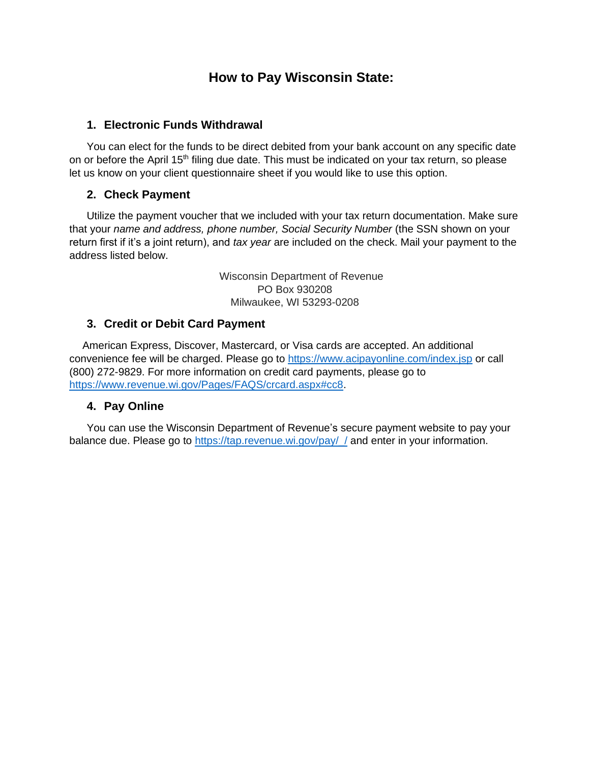# How to Pay Wisconsin State:

## 1. Electronic Funds Withdrawal

You can elect for the funds to be direct debited from your bank account on any specific date on or before the April 15th filing due date. This must be indicated on your tax return, so please let us know on your client questionnaire sheet if you would like to use this option.

## 2. Check Payment

Utilize the payment voucher that we included with your tax return documentation. Make sure that your *name and address, phone number, Social Security Number* (the SSN shown on your return first if it's a joint return), and *tax year* are included on the check. Mail your payment to the address listed below.

Wisconsin Department of Revenue
PO Box 930208
Milwaukee, WI 53293-0208

## 3. Credit or Debit Card Payment

American Express, Discover, Mastercard, or Visa cards are accepted. An additional convenience fee will be charged. Please go to https://www.acipayonline.com/index.jsp or call (800) 272-9829. For more information on credit card payments, please go to https://www.revenue.wi.gov/Pages/FAQS/crcard.aspx#cc8.

## 4. Pay Online

You can use the Wisconsin Department of Revenue's secure payment website to pay your balance due. Please go to https://tap.revenue.wi.gov/pay/_/ and enter in your information.